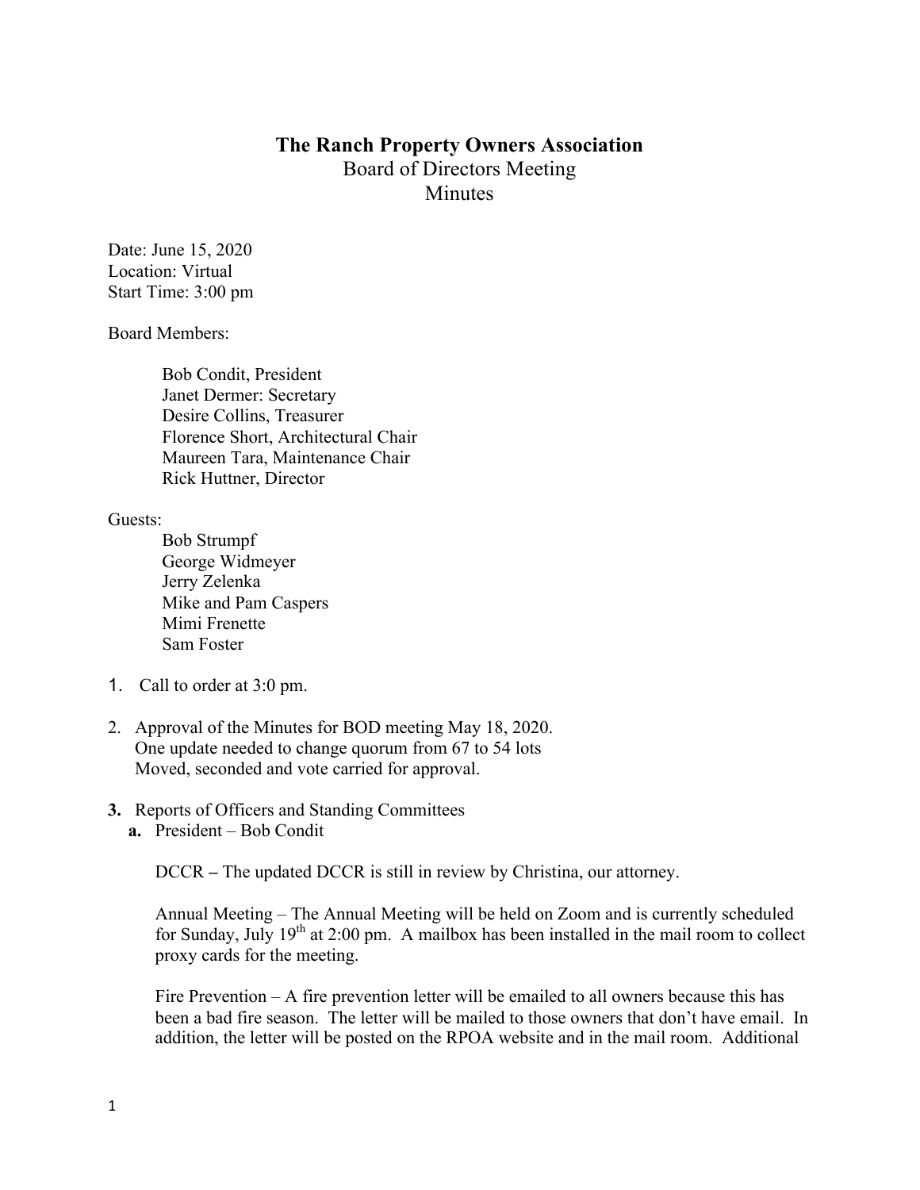# The Ranch Property Owners Association

Board of Directors Meeting

Minutes

Date: June 15, 2020
Location: Virtual
Start Time: 3:00 pm

Board Members:

Bob Condit, President
Janet Dermer: Secretary
Desire Collins, Treasurer
Florence Short, Architectural Chair
Maureen Tara, Maintenance Chair
Rick Huttner, Director

Guests:

Bob Strumpf
George Widmeyer
Jerry Zelenka
Mike and Pam Caspers
Mimi Frenette
Sam Foster

1. Call to order at 3:0 pm.

2. Approval of the Minutes for BOD meeting May 18, 2020.
   One update needed to change quorum from 67 to 54 lots
   Moved, seconded and vote carried for approval.

3. Reports of Officers and Standing Committees
   a. President – Bob Condit

      DCCR – The updated DCCR is still in review by Christina, our attorney.

      Annual Meeting – The Annual Meeting will be held on Zoom and is currently scheduled for Sunday, July 19th at 2:00 pm. A mailbox has been installed in the mail room to collect proxy cards for the meeting.

      Fire Prevention – A fire prevention letter will be emailed to all owners because this has been a bad fire season. The letter will be mailed to those owners that don't have email. In addition, the letter will be posted on the RPOA website and in the mail room. Additional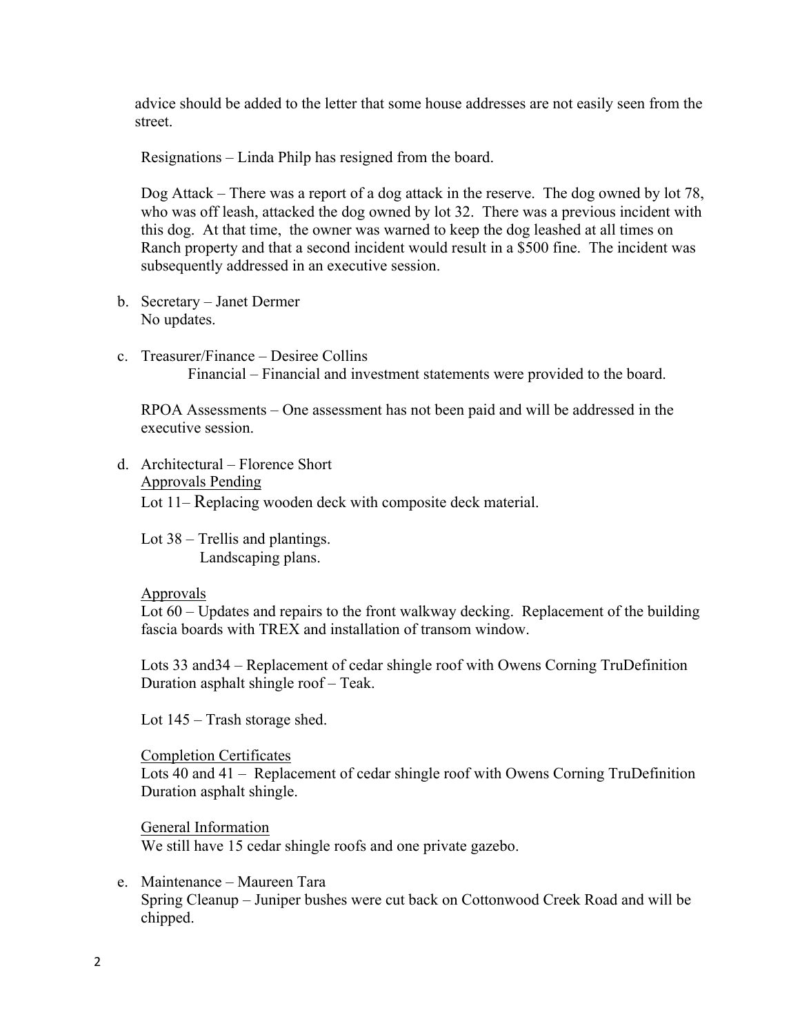advice should be added to the letter that some house addresses are not easily seen from the street.

Resignations – Linda Philp has resigned from the board.

Dog Attack – There was a report of a dog attack in the reserve. The dog owned by lot 78, who was off leash, attacked the dog owned by lot 32. There was a previous incident with this dog. At that time, the owner was warned to keep the dog leashed at all times on Ranch property and that a second incident would result in a $500 fine. The incident was subsequently addressed in an executive session.

b. Secretary – Janet Dermer
   No updates.

c. Treasurer/Finance – Desiree Collins
   Financial – Financial and investment statements were provided to the board.

   RPOA Assessments – One assessment has not been paid and will be addressed in the executive session.

d. Architectural – Florence Short

   Approvals Pending

   Lot 11– Replacing wooden deck with composite deck material.

   Lot 38 – Trellis and plantings.
   Landscaping plans.

   Approvals

   Lot 60 – Updates and repairs to the front walkway decking. Replacement of the building fascia boards with TREX and installation of transom window.

   Lots 33 and34 – Replacement of cedar shingle roof with Owens Corning TruDefinition Duration asphalt shingle roof – Teak.

   Lot 145 – Trash storage shed.

   Completion Certificates

   Lots 40 and 41 – Replacement of cedar shingle roof with Owens Corning TruDefinition Duration asphalt shingle.

   General Information

   We still have 15 cedar shingle roofs and one private gazebo.

e. Maintenance – Maureen Tara
   Spring Cleanup – Juniper bushes were cut back on Cottonwood Creek Road and will be chipped.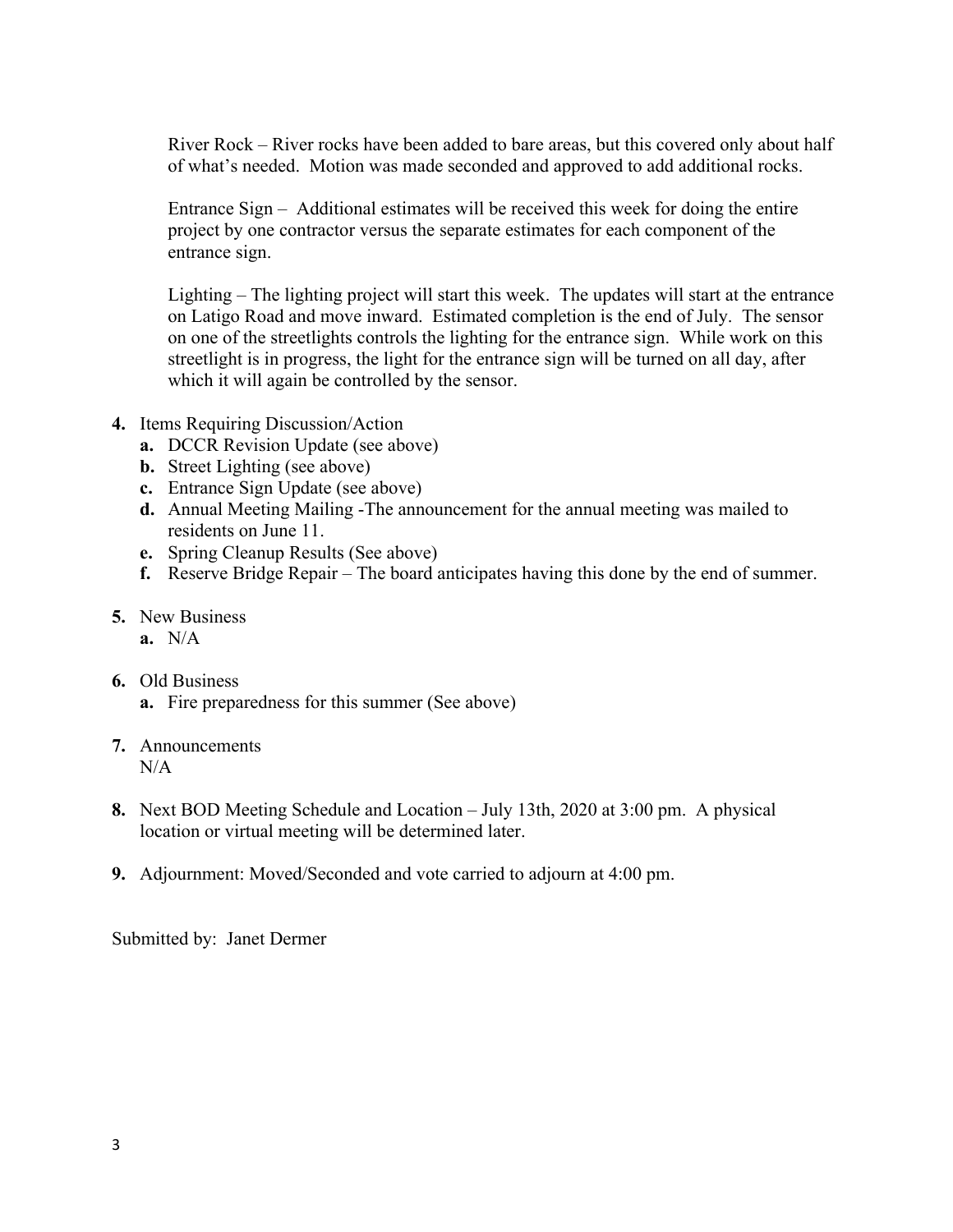River Rock – River rocks have been added to bare areas, but this covered only about half of what's needed. Motion was made seconded and approved to add additional rocks.

Entrance Sign – Additional estimates will be received this week for doing the entire project by one contractor versus the separate estimates for each component of the entrance sign.

Lighting – The lighting project will start this week. The updates will start at the entrance on Latigo Road and move inward. Estimated completion is the end of July. The sensor on one of the streetlights controls the lighting for the entrance sign. While work on this streetlight is in progress, the light for the entrance sign will be turned on all day, after which it will again be controlled by the sensor.

**4.** Items Requiring Discussion/Action
   - **a.** DCCR Revision Update (see above)
   - **b.** Street Lighting (see above)
   - **c.** Entrance Sign Update (see above)
   - **d.** Annual Meeting Mailing -The announcement for the annual meeting was mailed to residents on June 11.
   - **e.** Spring Cleanup Results (See above)
   - **f.** Reserve Bridge Repair – The board anticipates having this done by the end of summer.

**5.** New Business
   - **a.** N/A

**6.** Old Business
   - **a.** Fire preparedness for this summer (See above)

**7.** Announcements
   N/A

**8.** Next BOD Meeting Schedule and Location – July 13th, 2020 at 3:00 pm. A physical location or virtual meeting will be determined later.

**9.** Adjournment: Moved/Seconded and vote carried to adjourn at 4:00 pm.

Submitted by: Janet Dermer